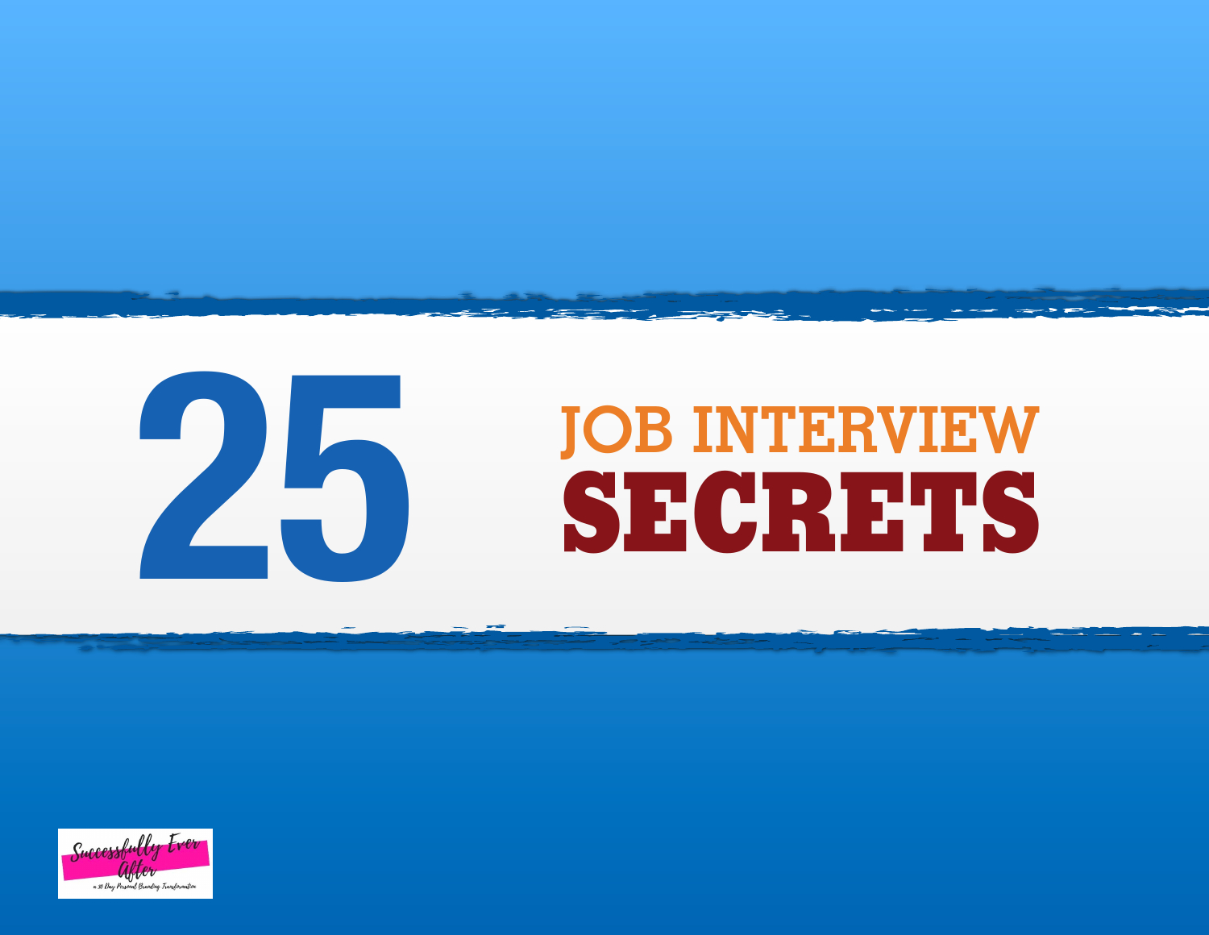# 25 JOB INTERVIEW SECRETS

Successfully Ever After

a 30 Day Personal Branding Transformation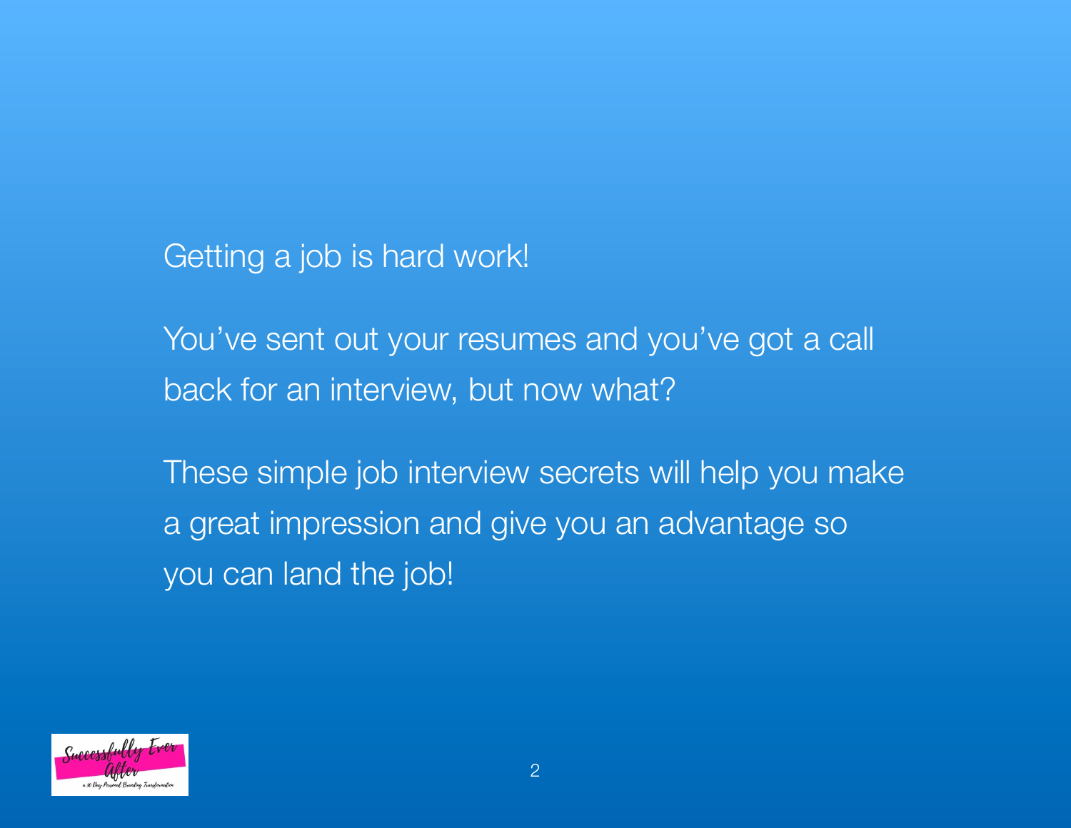Getting a job is hard work!

You've sent out your resumes and you've got a call back for an interview, but now what?

These simple job interview secrets will help you make a great impression and give you an advantage so you can land the job!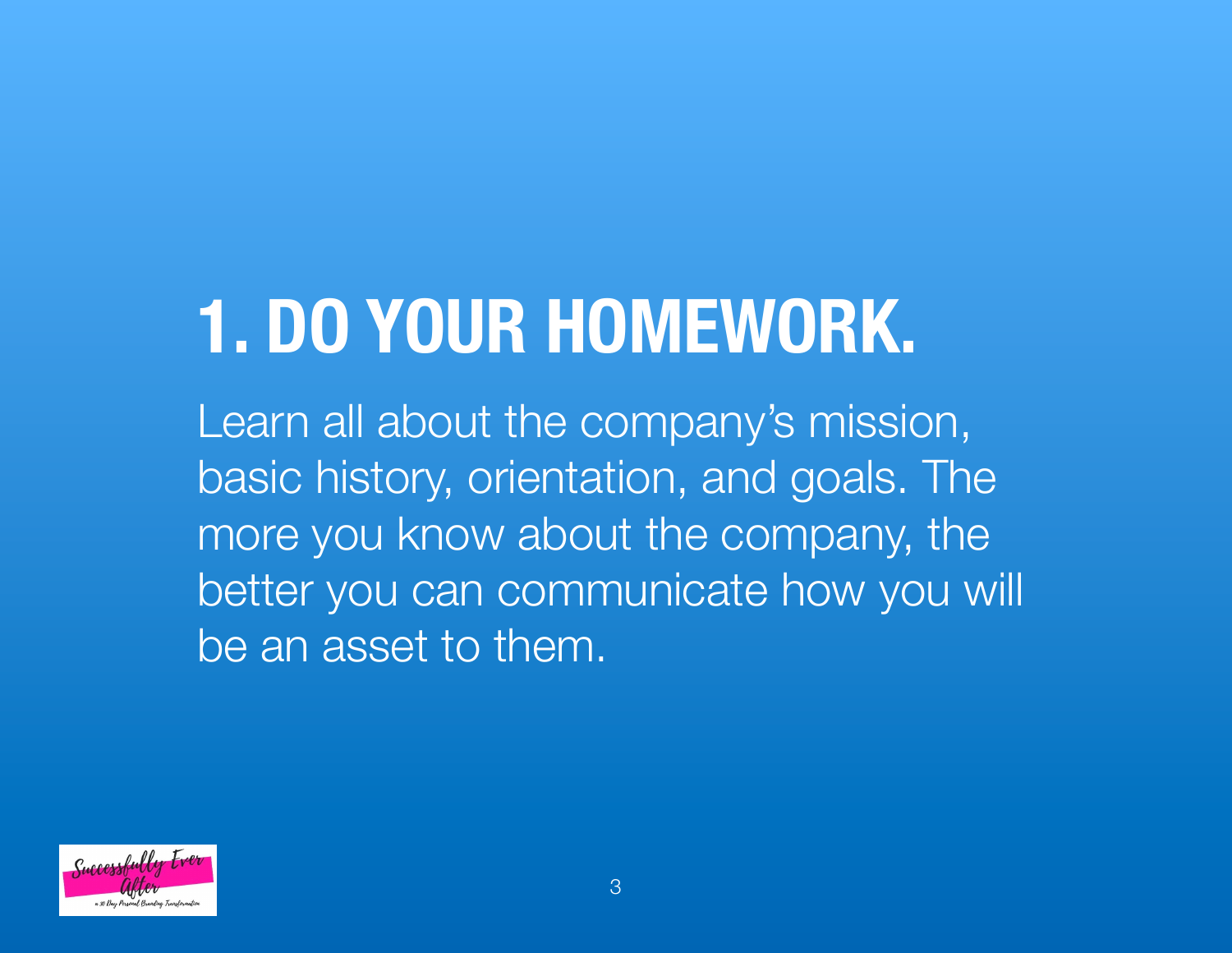# 1. DO YOUR HOMEWORK.

Learn all about the company's mission, basic history, orientation, and goals. The more you know about the company, the better you can communicate how you will be an asset to them.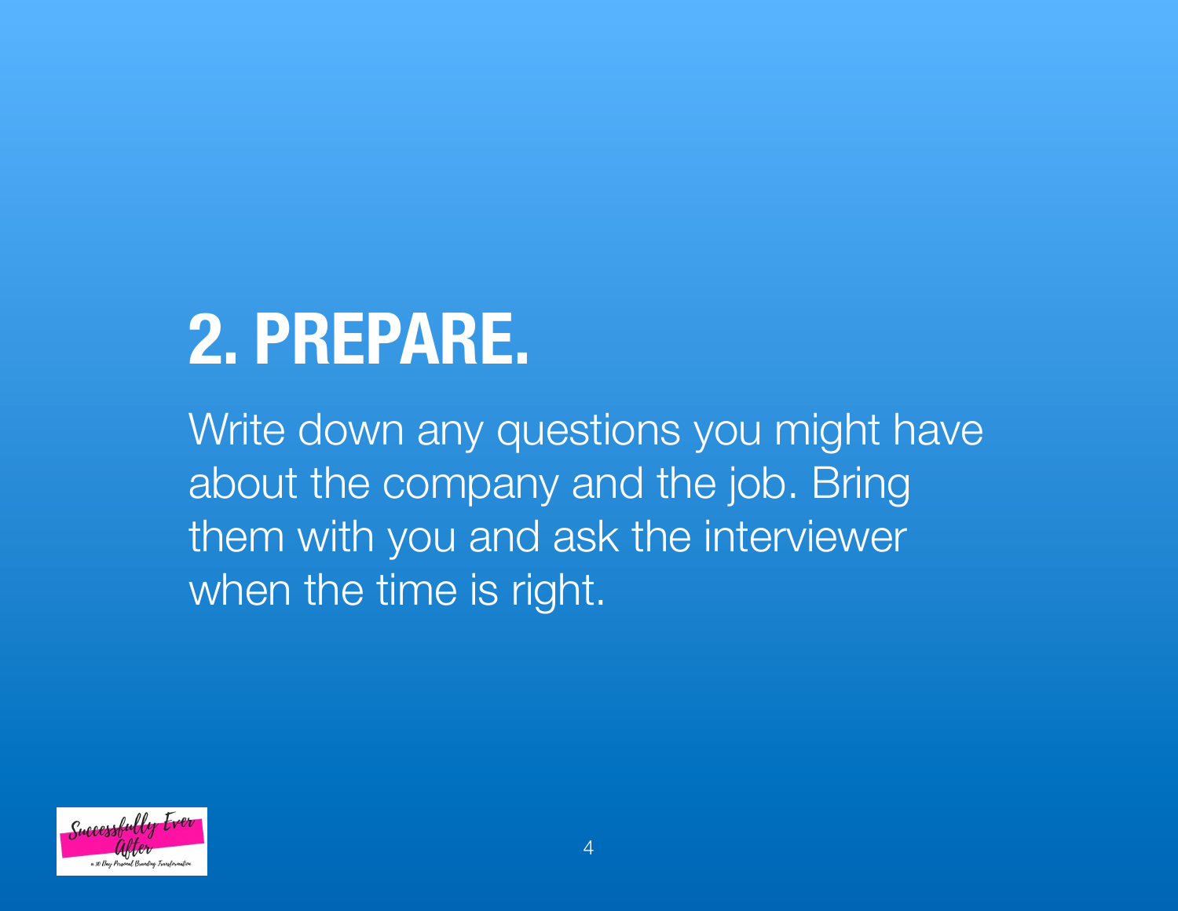# 2. PREPARE.

Write down any questions you might have about the company and the job. Bring them with you and ask the interviewer when the time is right.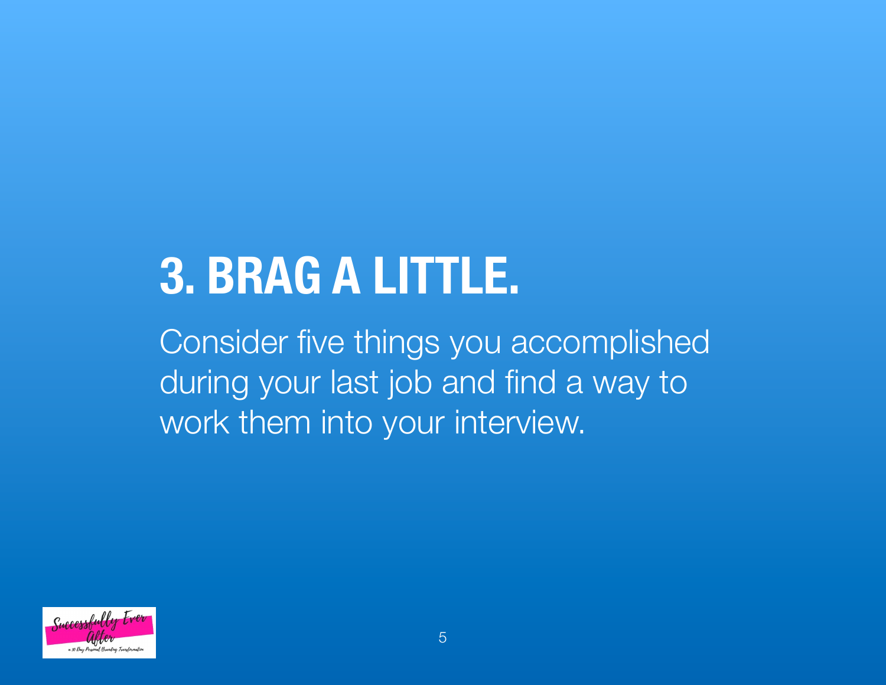# 3. BRAG A LITTLE.

Consider five things you accomplished during your last job and find a way to work them into your interview.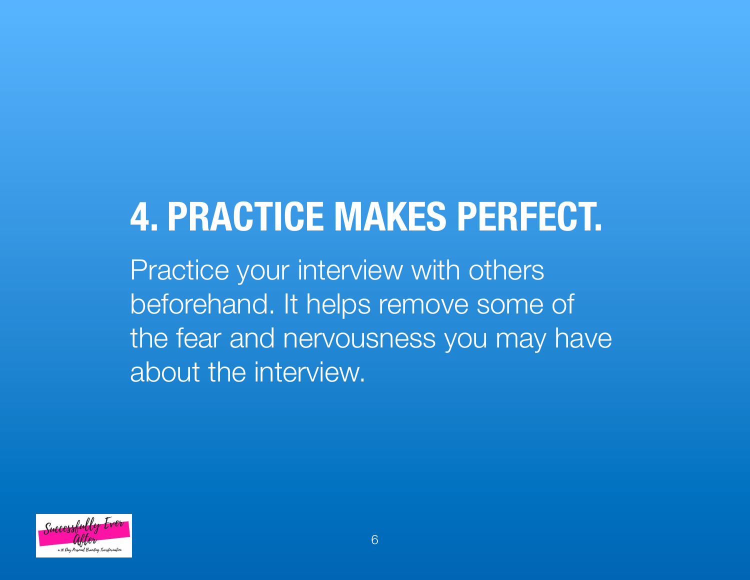# 4. PRACTICE MAKES PERFECT.

Practice your interview with others beforehand. It helps remove some of the fear and nervousness you may have about the interview.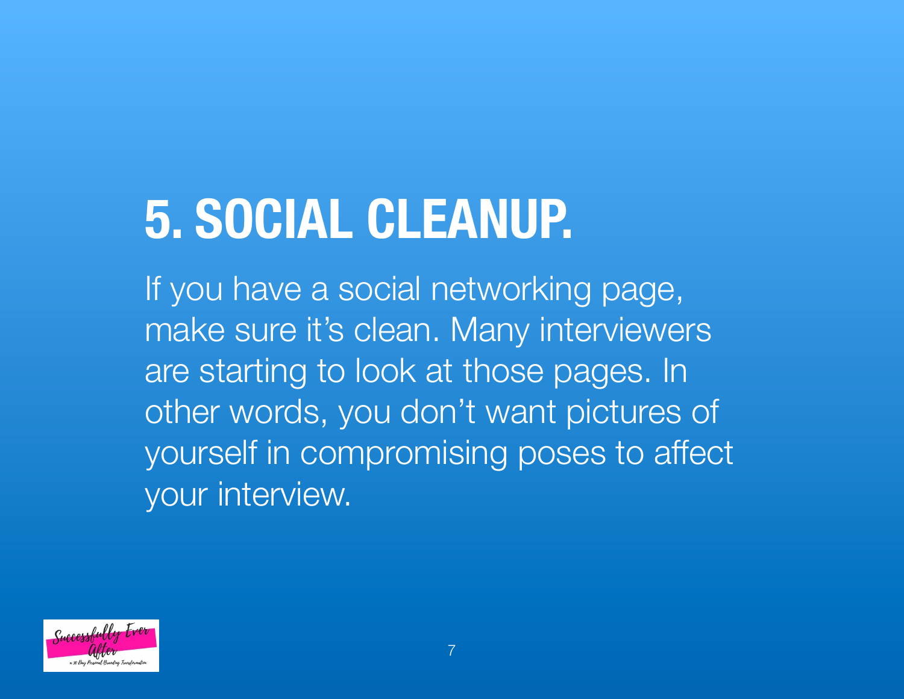# 5. SOCIAL CLEANUP.

If you have a social networking page, make sure it's clean. Many interviewers are starting to look at those pages. In other words, you don't want pictures of yourself in compromising poses to affect your interview.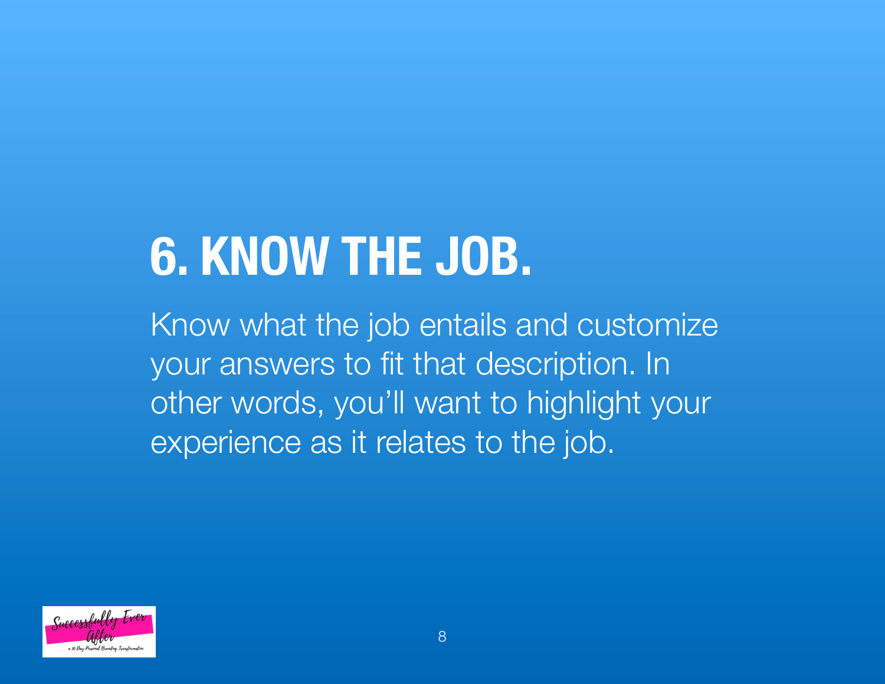# 6. KNOW THE JOB.

Know what the job entails and customize your answers to fit that description. In other words, you'll want to highlight your experience as it relates to the job.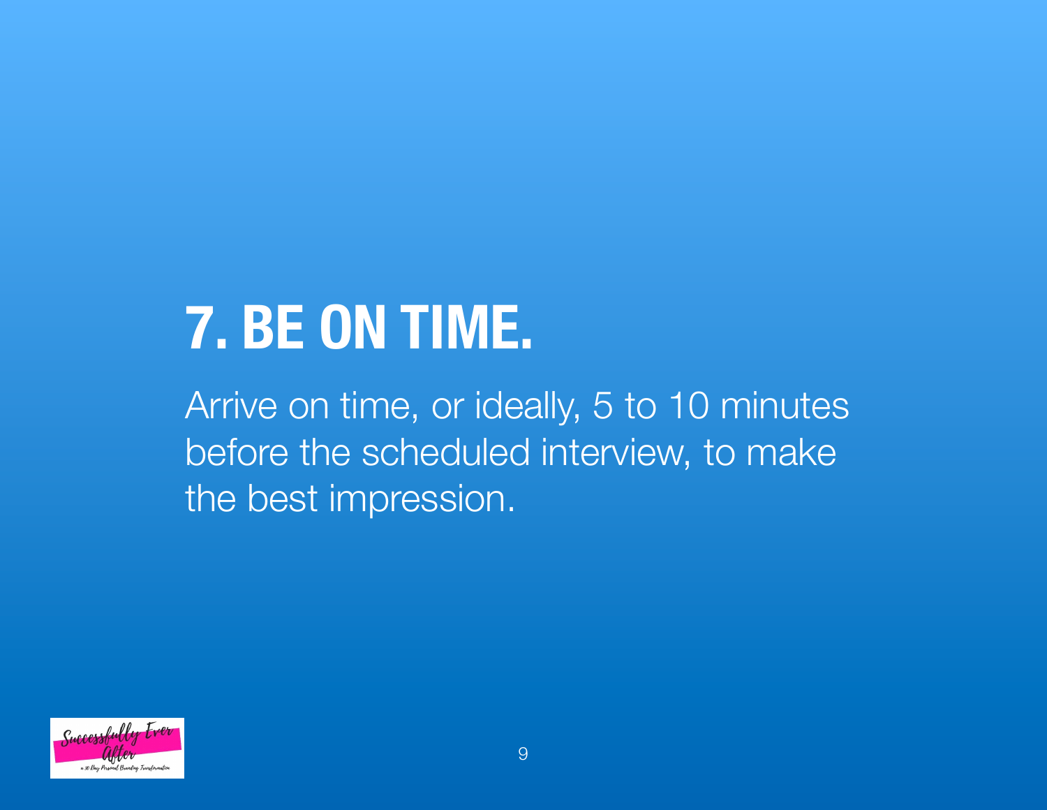# 7. BE ON TIME.

Arrive on time, or ideally, 5 to 10 minutes before the scheduled interview, to make the best impression.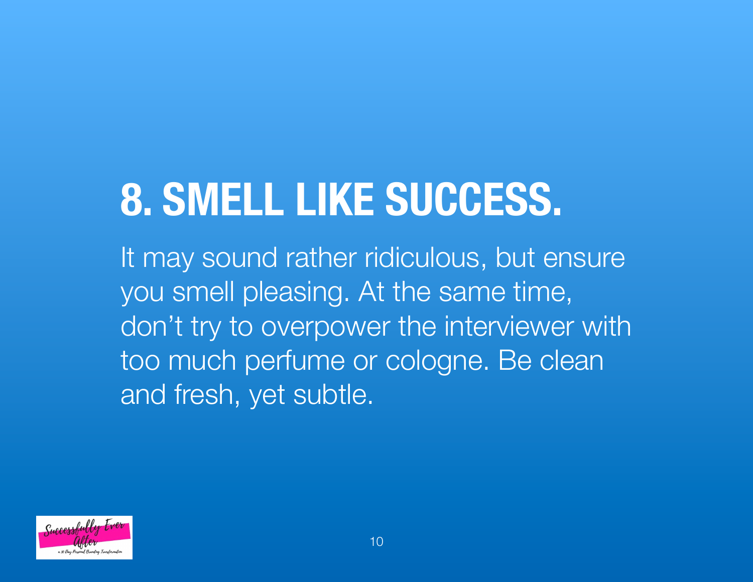# 8. SMELL LIKE SUCCESS.

It may sound rather ridiculous, but ensure you smell pleasing. At the same time, don't try to overpower the interviewer with too much perfume or cologne. Be clean and fresh, yet subtle.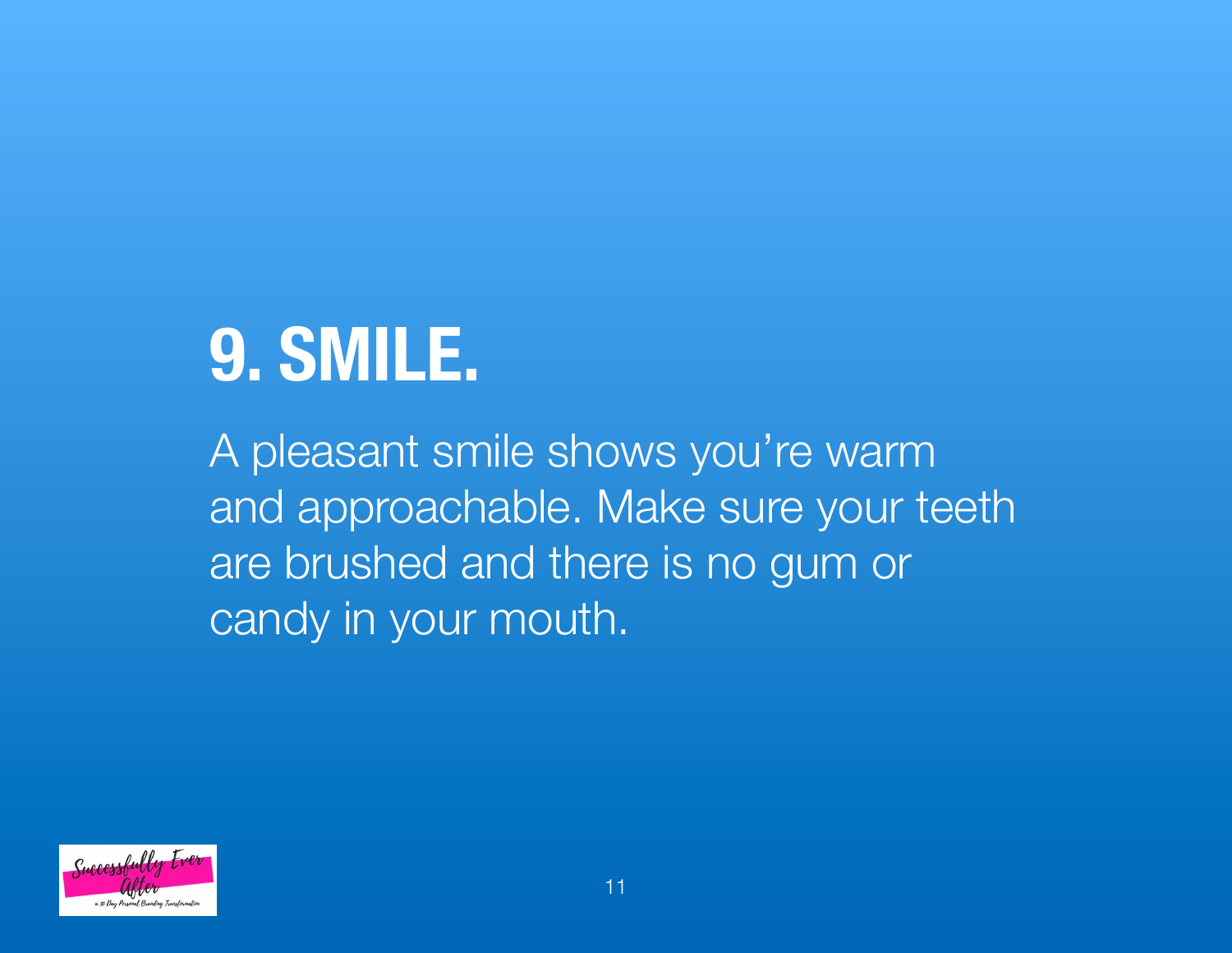# 9. SMILE.

A pleasant smile shows you're warm and approachable. Make sure your teeth are brushed and there is no gum or candy in your mouth.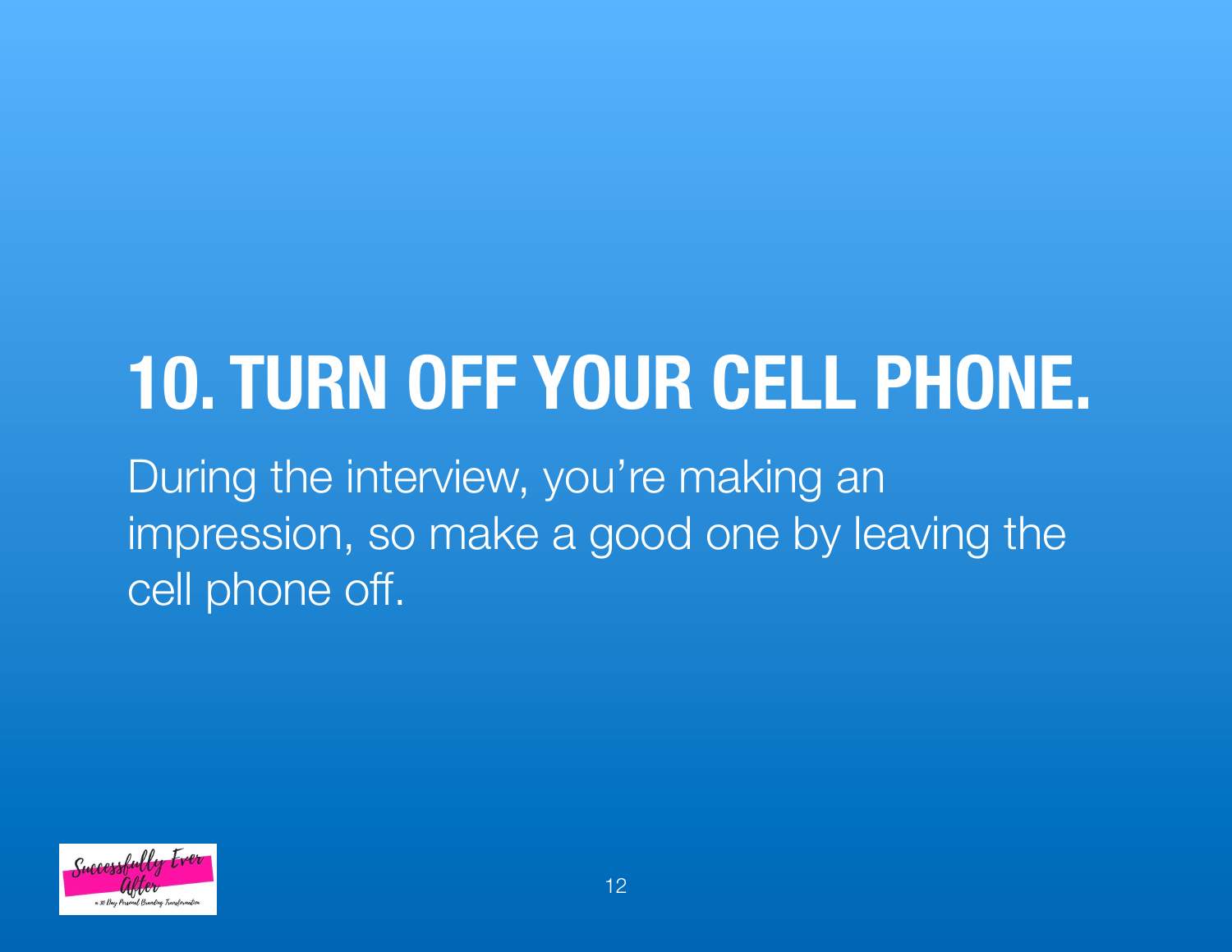# 10. TURN OFF YOUR CELL PHONE.

During the interview, you're making an impression, so make a good one by leaving the cell phone off.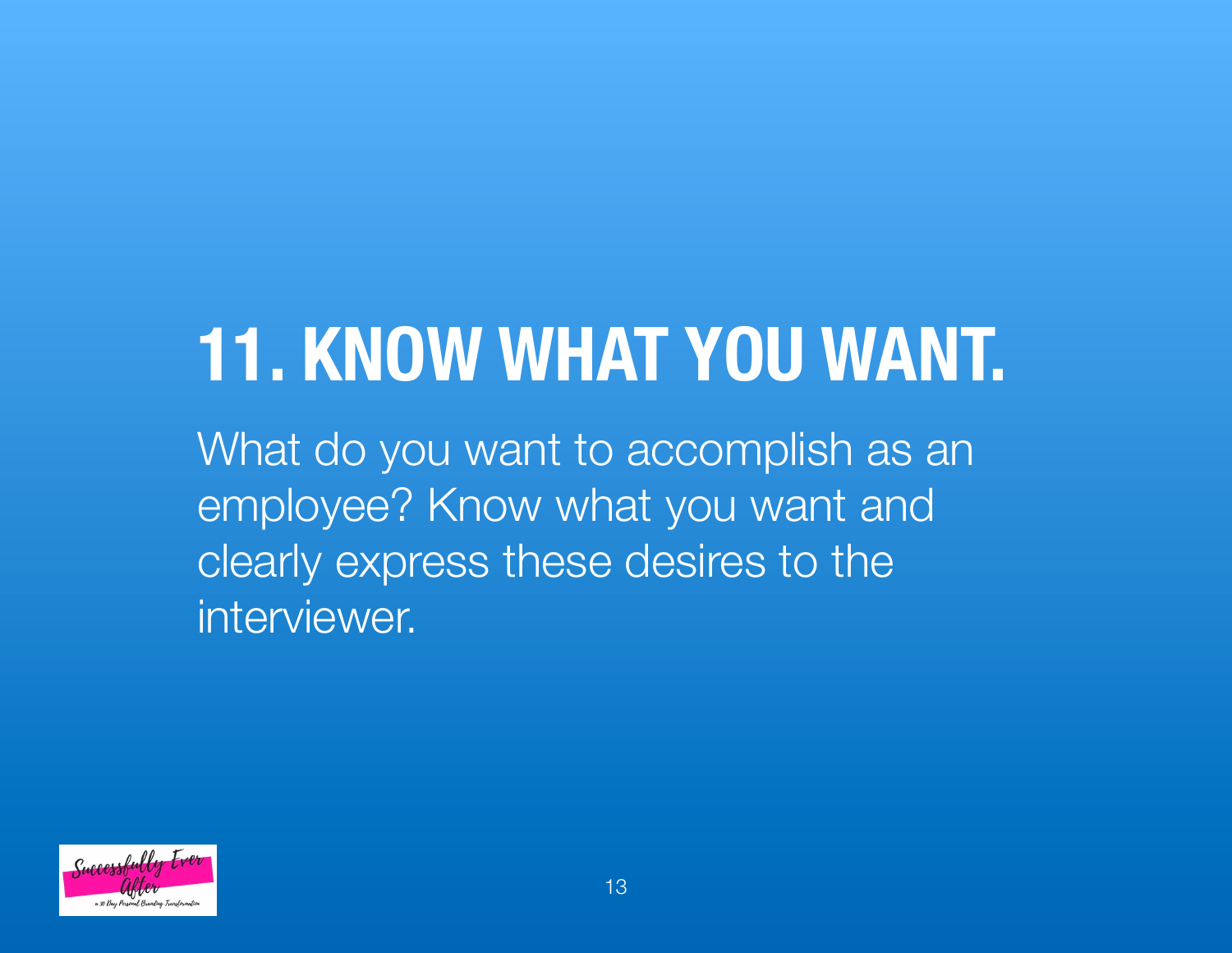# 11. KNOW WHAT YOU WANT.

What do you want to accomplish as an employee? Know what you want and clearly express these desires to the interviewer.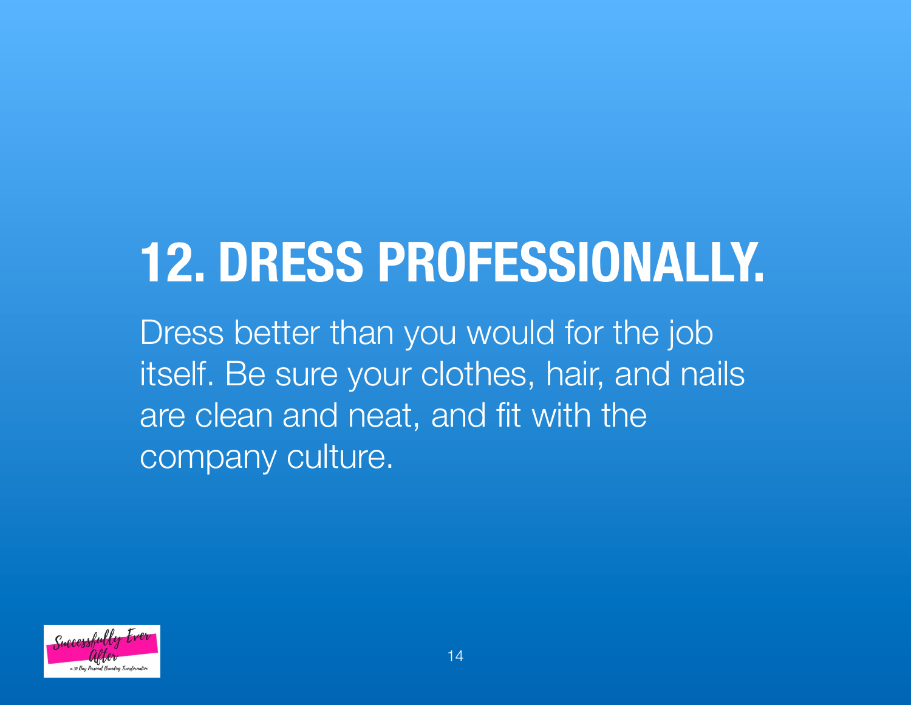# 12. DRESS PROFESSIONALLY.

Dress better than you would for the job itself. Be sure your clothes, hair, and nails are clean and neat, and fit with the company culture.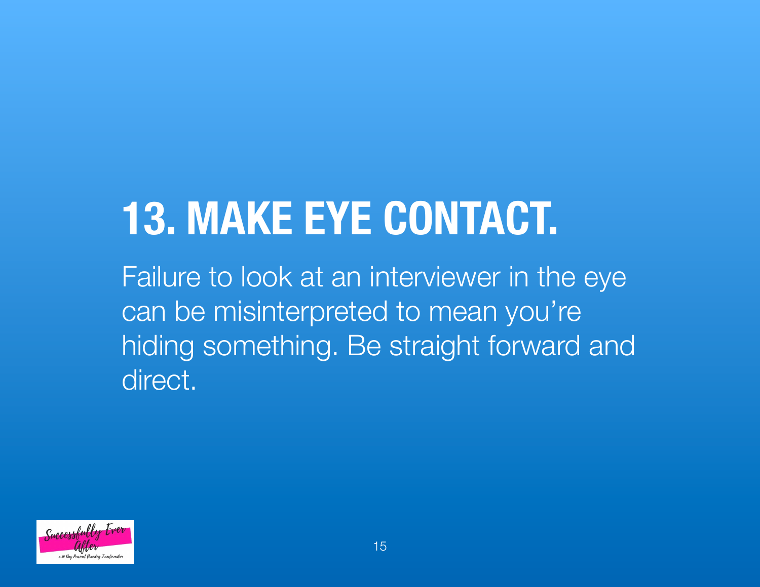# 13. MAKE EYE CONTACT.

Failure to look at an interviewer in the eye can be misinterpreted to mean you're hiding something. Be straight forward and direct.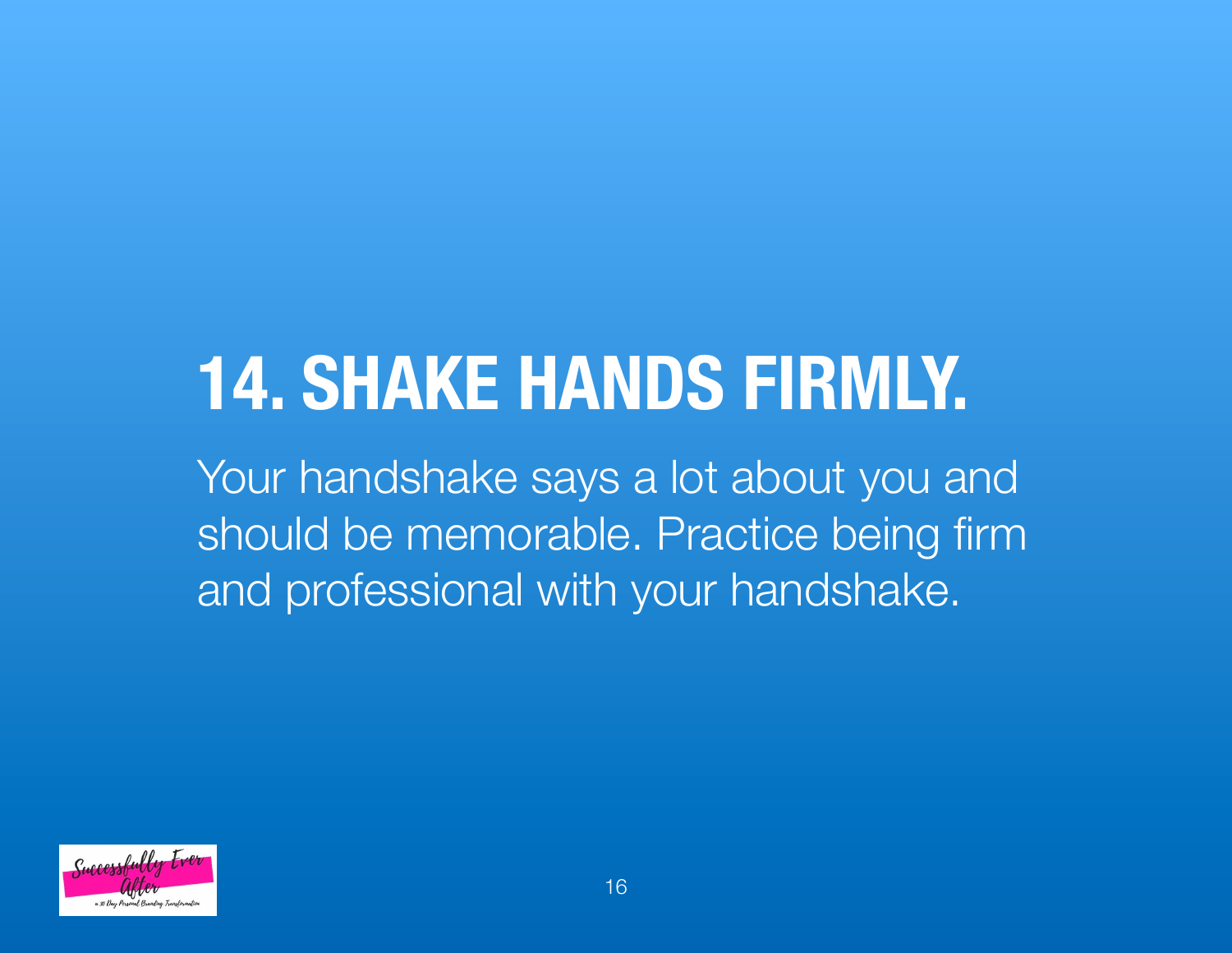# 14. SHAKE HANDS FIRMLY.

Your handshake says a lot about you and should be memorable. Practice being firm and professional with your handshake.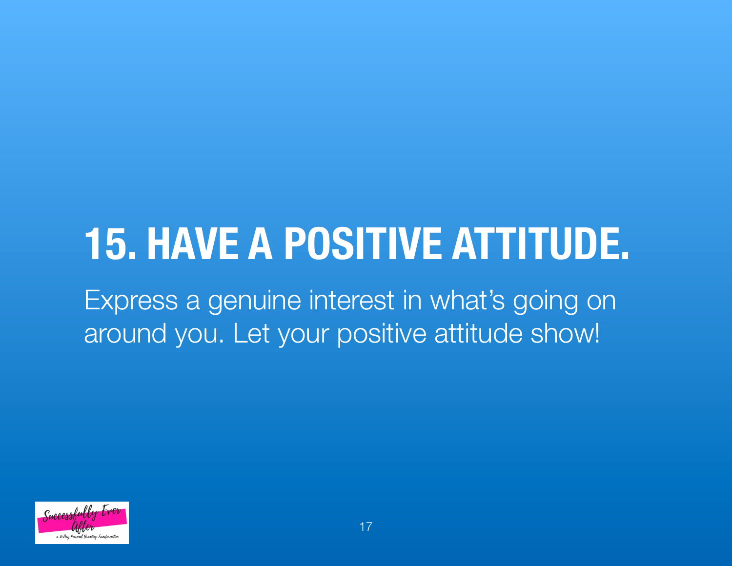# 15. HAVE A POSITIVE ATTITUDE.

Express a genuine interest in what's going on around you. Let your positive attitude show!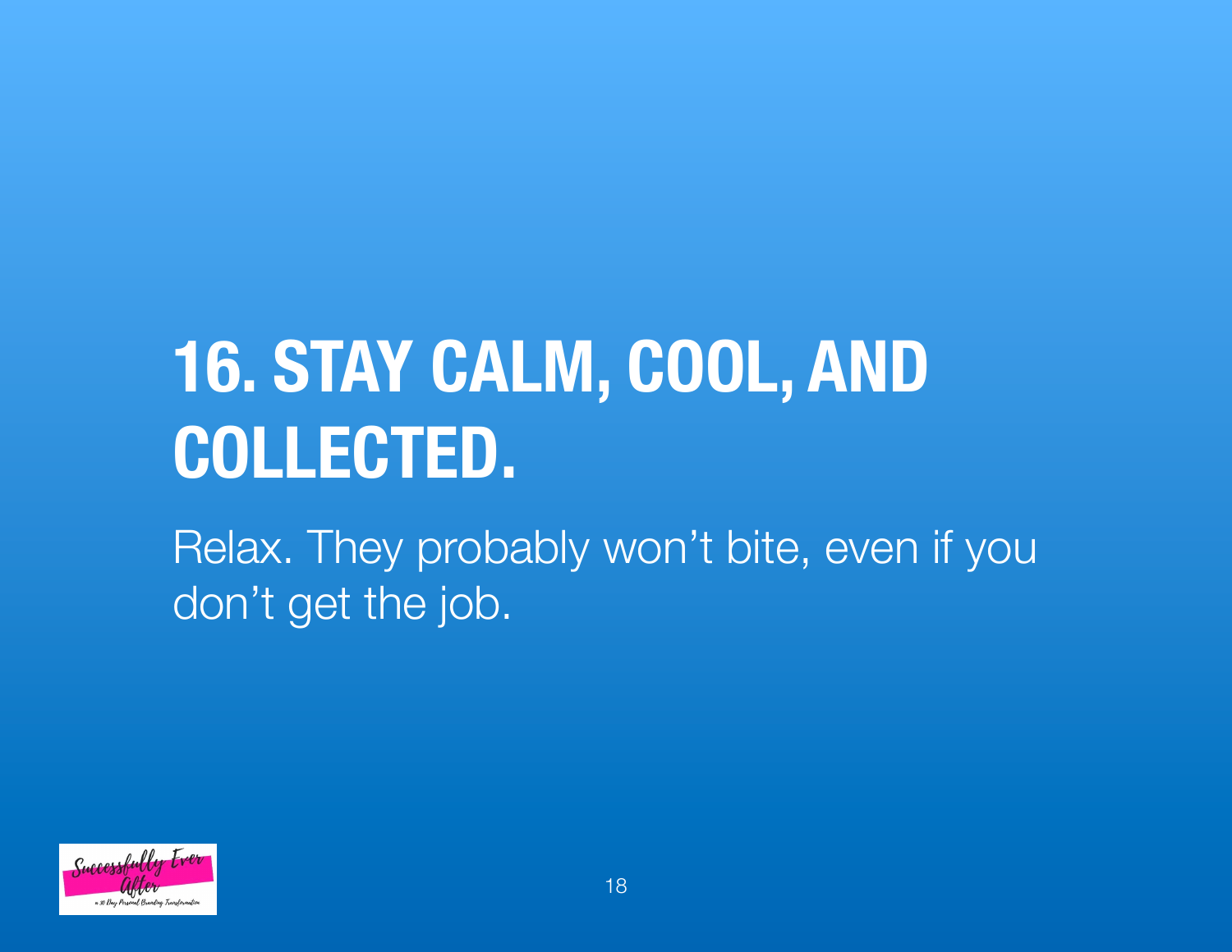# 16. STAY CALM, COOL, AND COLLECTED.

Relax. They probably won't bite, even if you don't get the job.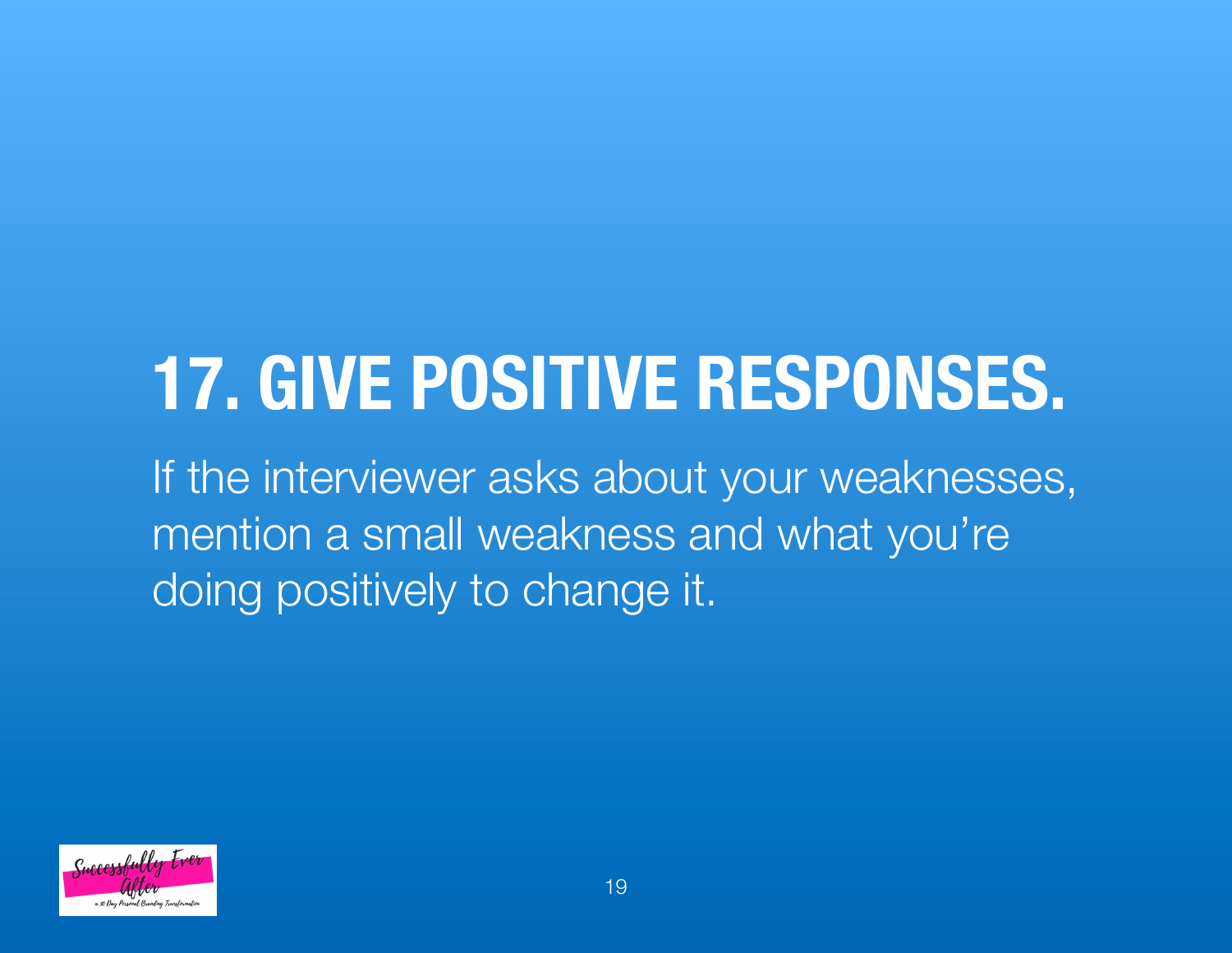# 17. GIVE POSITIVE RESPONSES.

If the interviewer asks about your weaknesses, mention a small weakness and what you're doing positively to change it.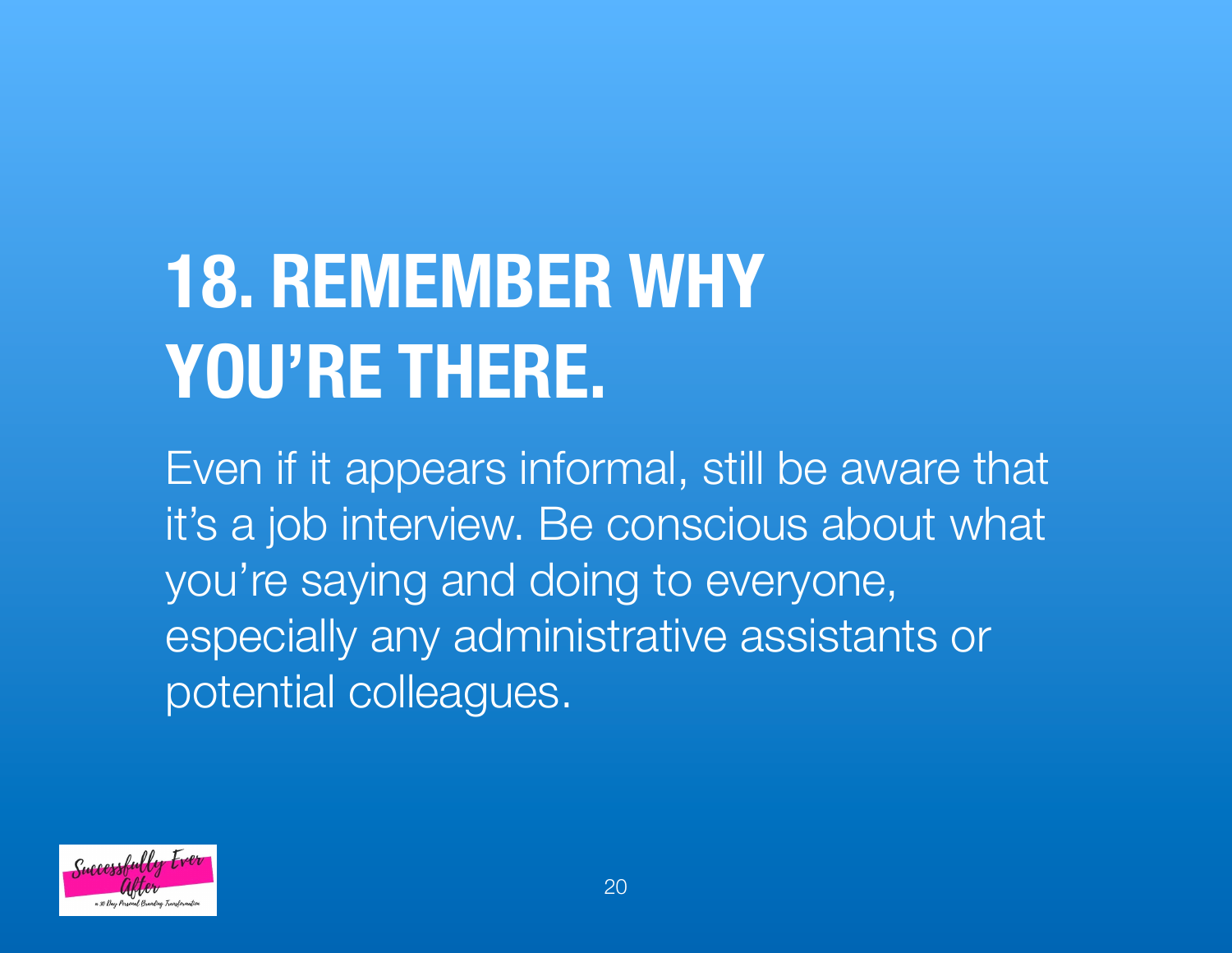# 18. REMEMBER WHY YOU'RE THERE.

Even if it appears informal, still be aware that it's a job interview. Be conscious about what you're saying and doing to everyone, especially any administrative assistants or potential colleagues.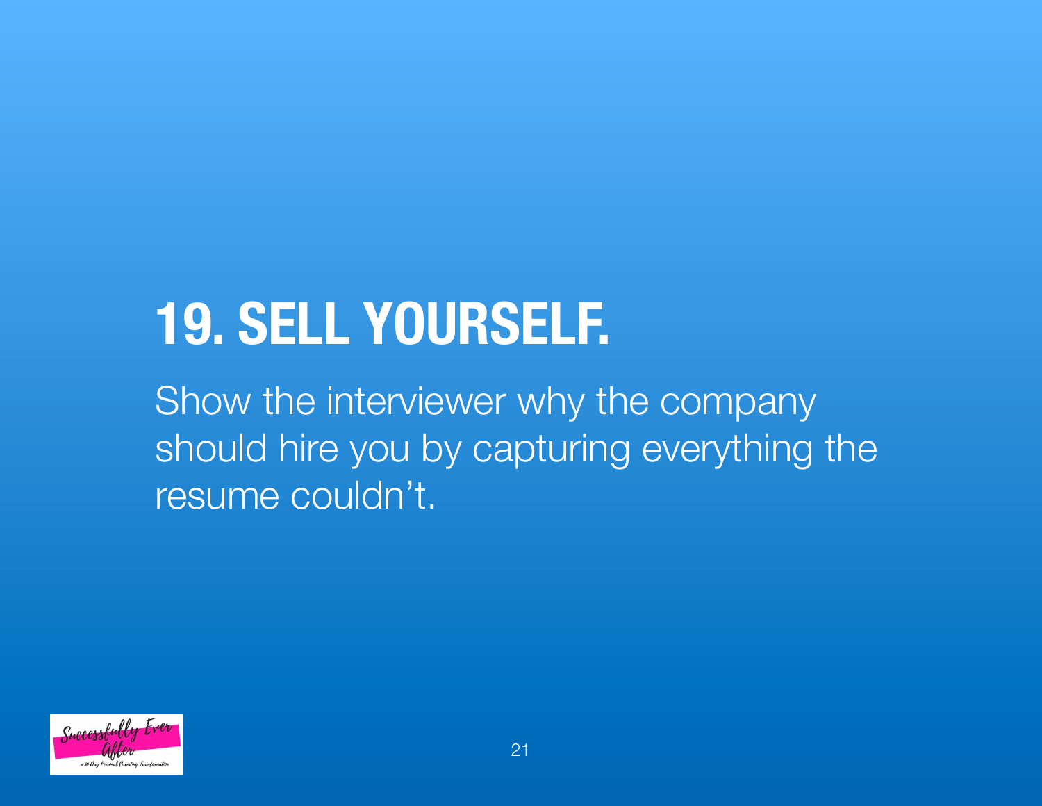# 19. SELL YOURSELF.

Show the interviewer why the company should hire you by capturing everything the resume couldn't.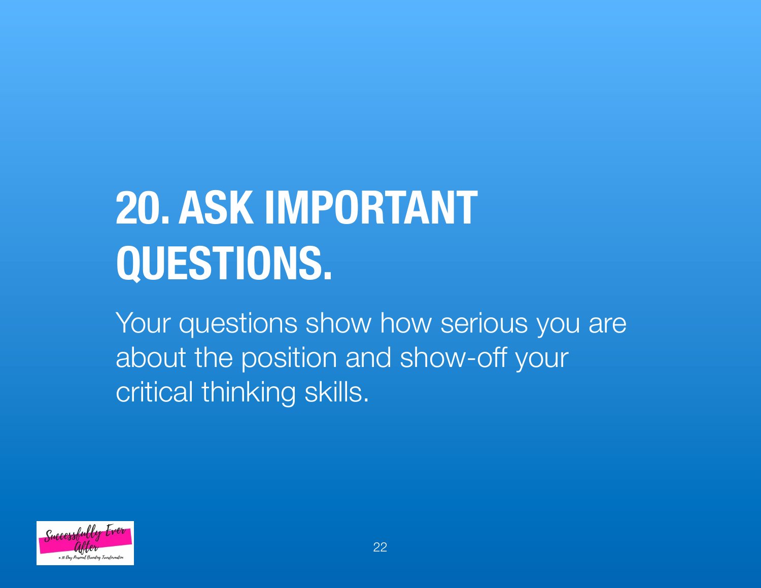# 20. ASK IMPORTANT QUESTIONS.

Your questions show how serious you are about the position and show-off your critical thinking skills.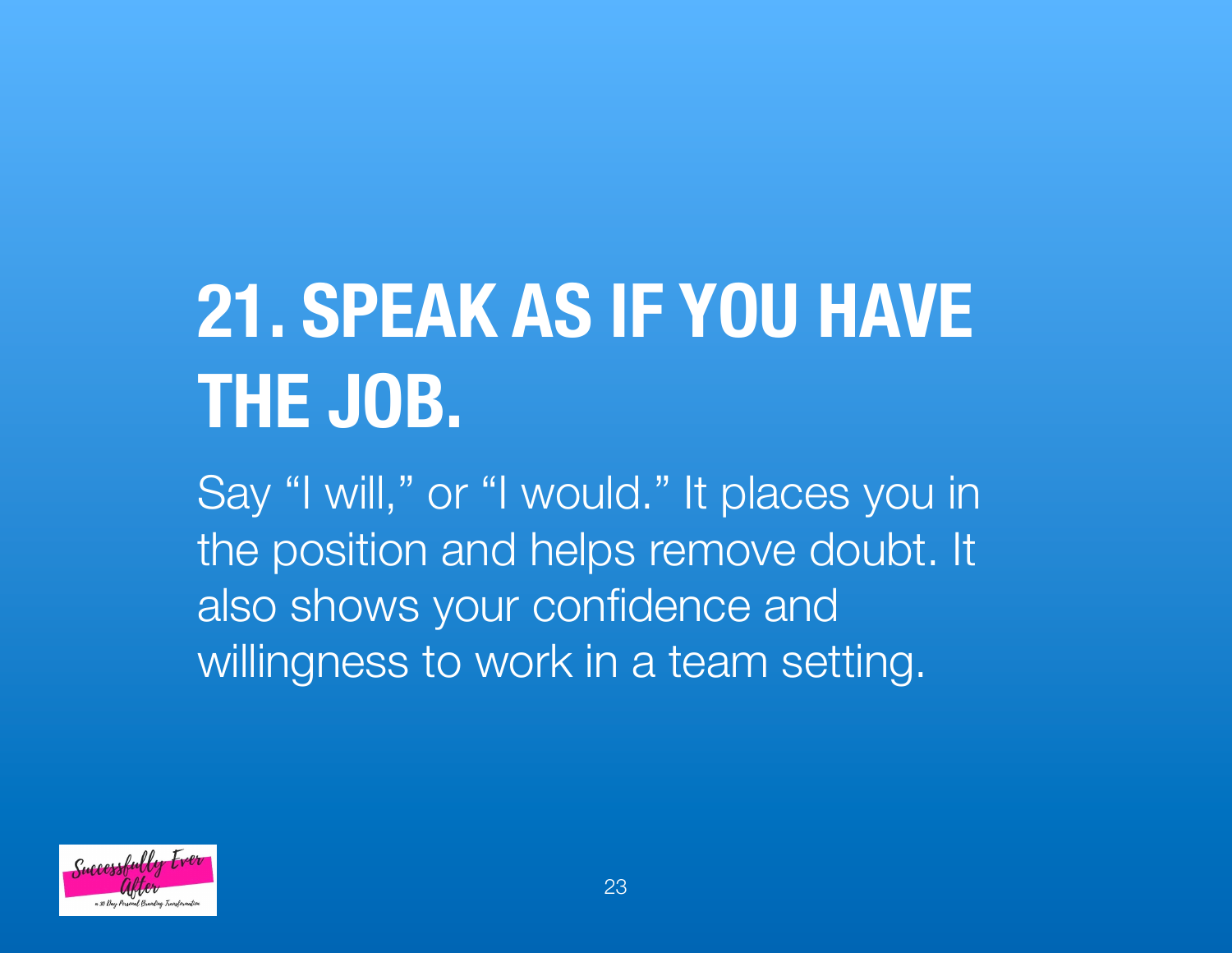# 21. SPEAK AS IF YOU HAVE THE JOB.

Say “I will,” or “I would.” It places you in the position and helps remove doubt. It also shows your confidence and willingness to work in a team setting.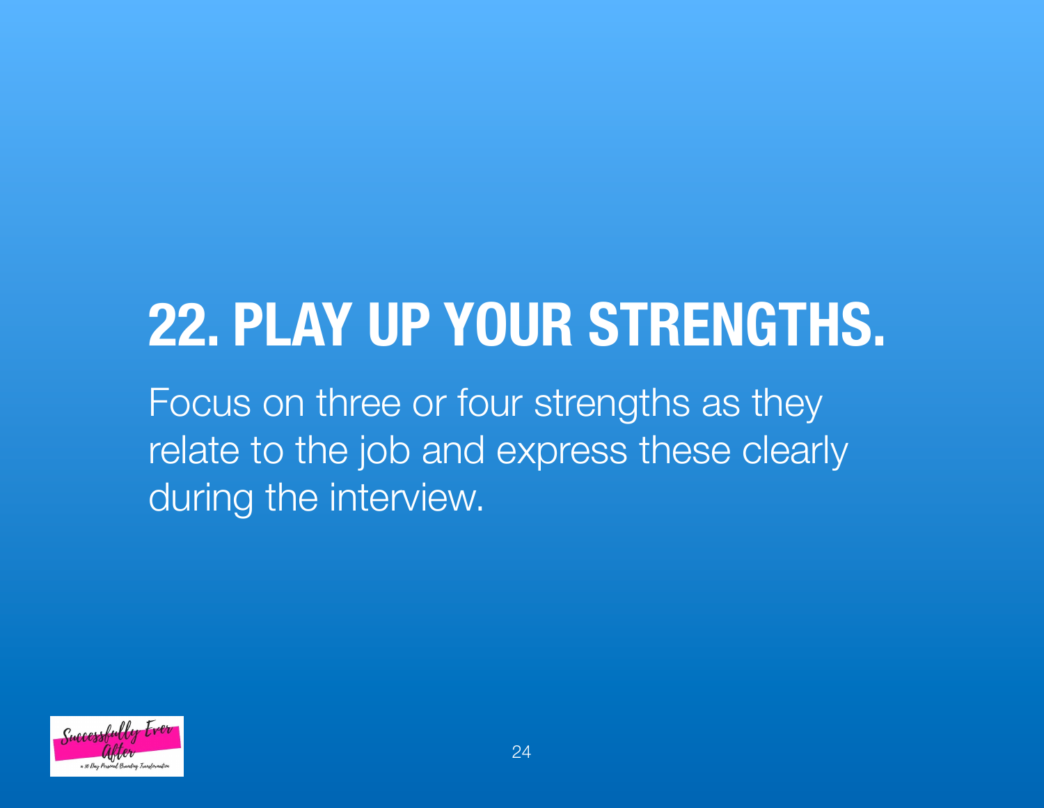# 22. PLAY UP YOUR STRENGTHS.

Focus on three or four strengths as they relate to the job and express these clearly during the interview.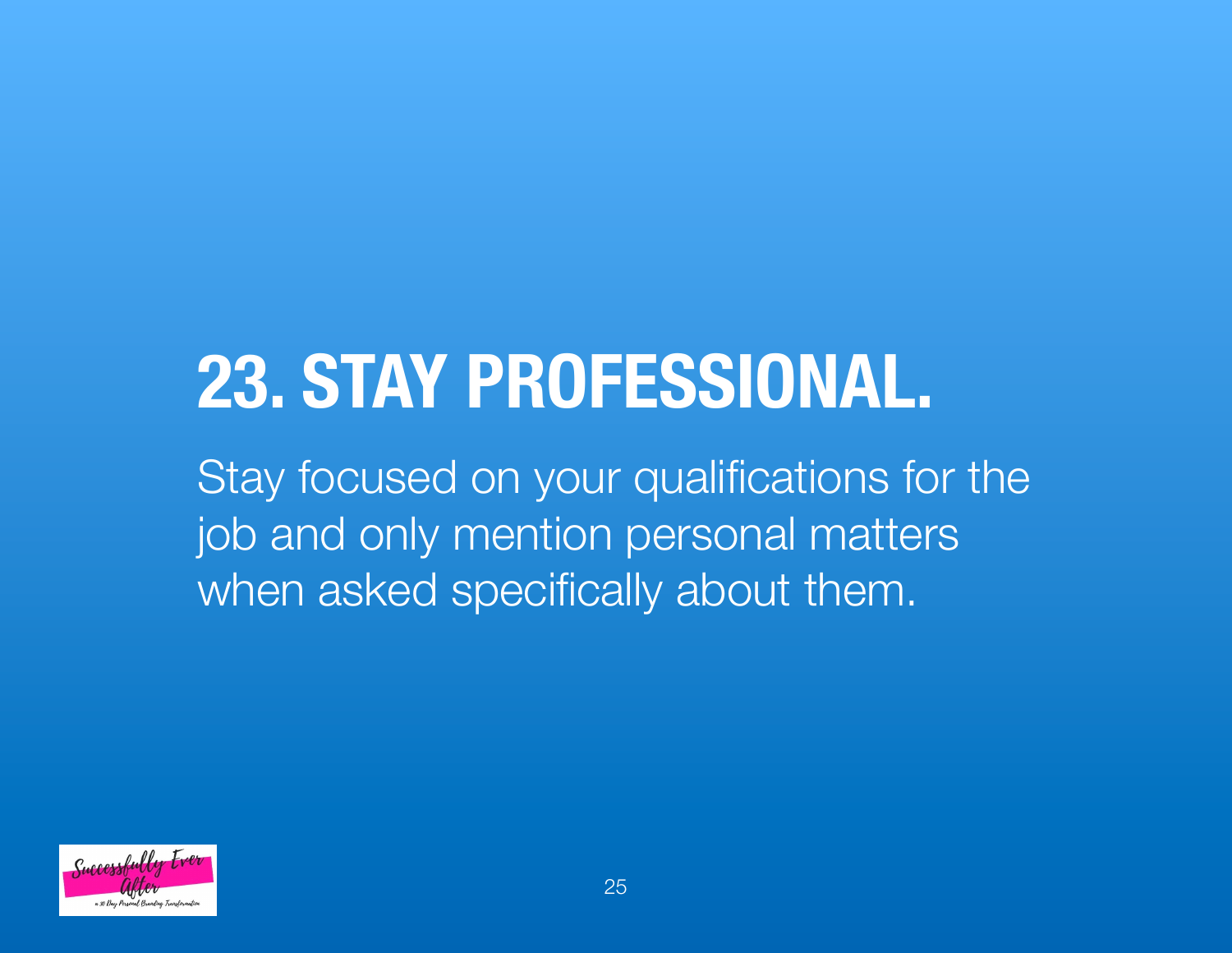# 23. STAY PROFESSIONAL.

Stay focused on your qualifications for the job and only mention personal matters when asked specifically about them.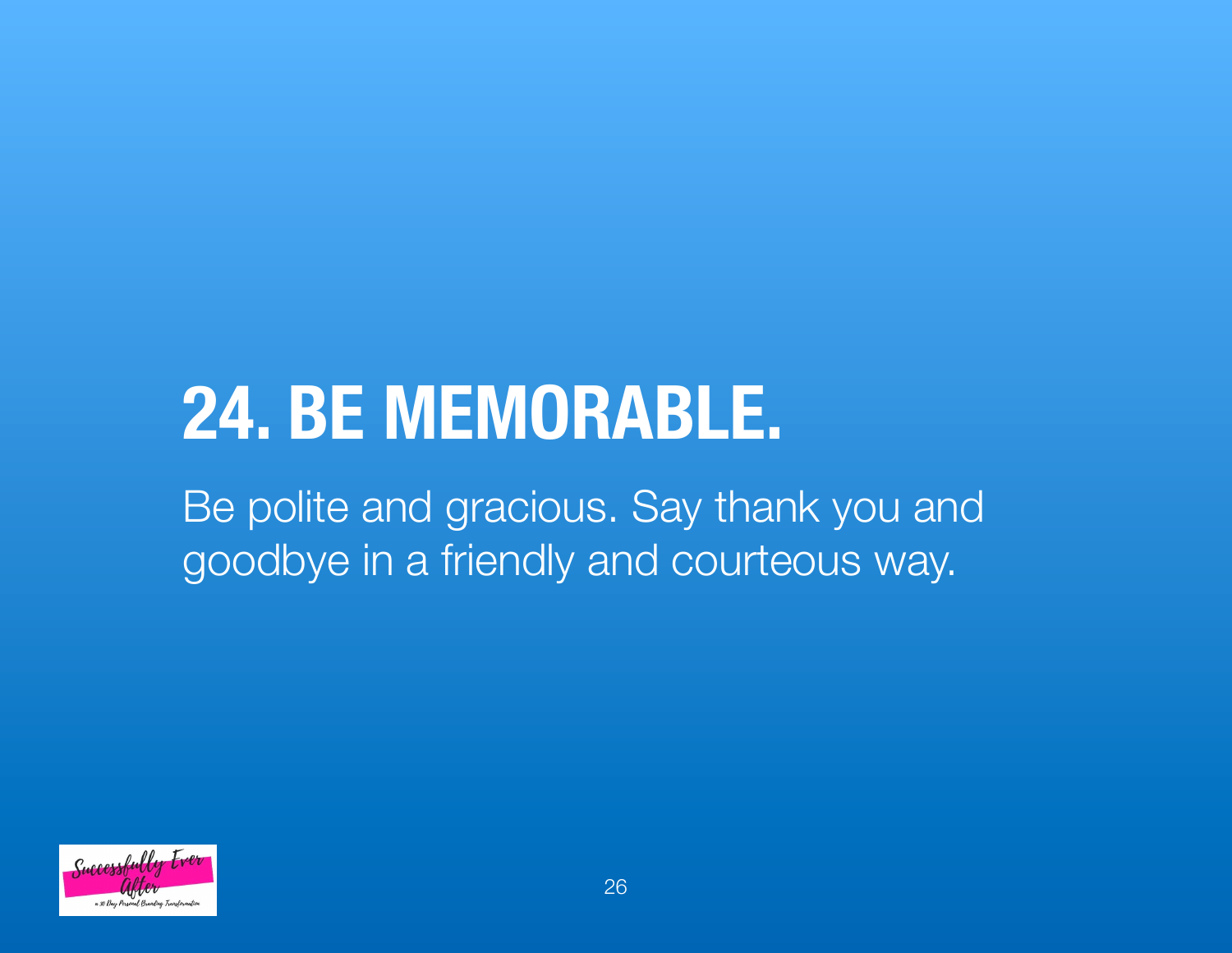# 24. BE MEMORABLE.

Be polite and gracious. Say thank you and goodbye in a friendly and courteous way.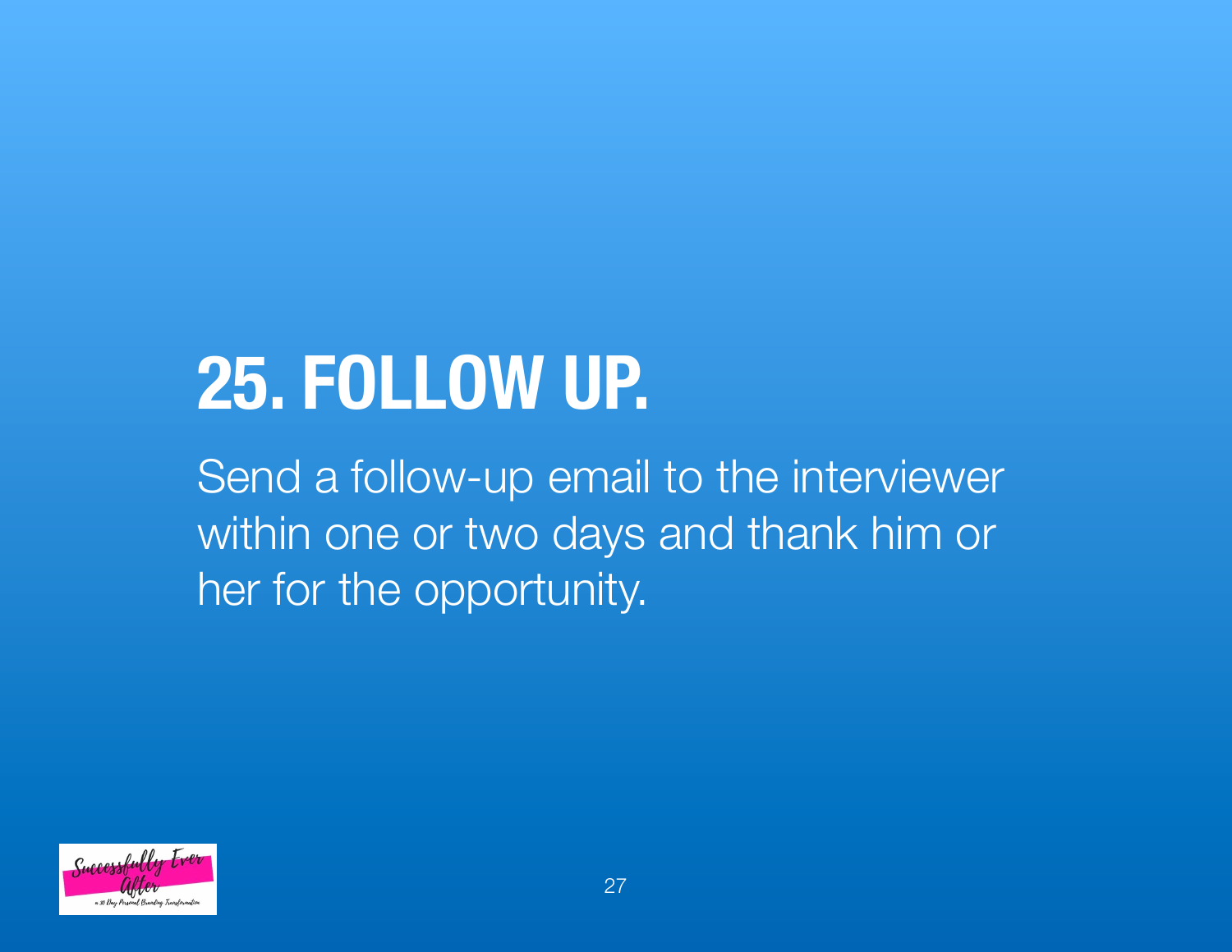# 25. FOLLOW UP.

Send a follow-up email to the interviewer within one or two days and thank him or her for the opportunity.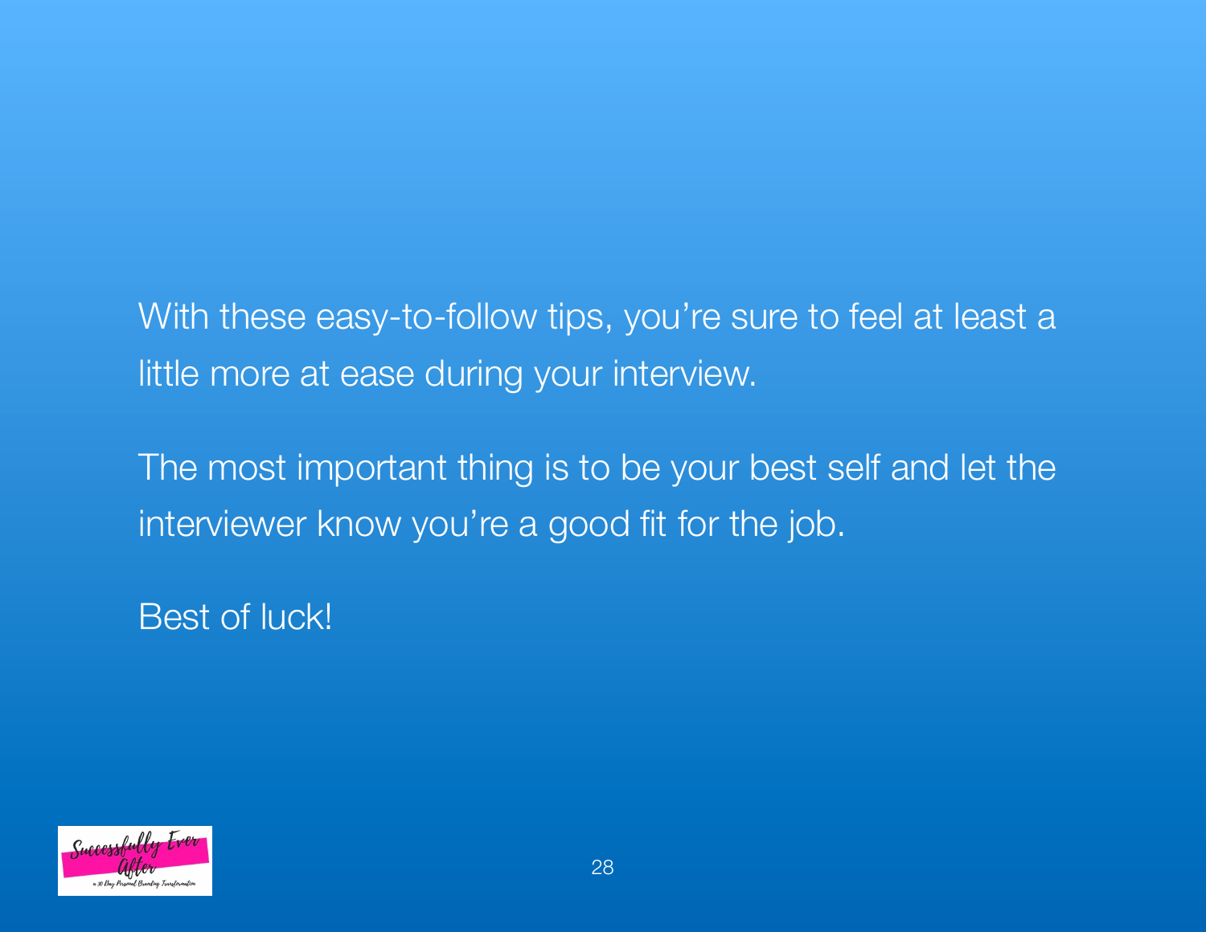With these easy-to-follow tips, you're sure to feel at least a little more at ease during your interview.

The most important thing is to be your best self and let the interviewer know you're a good fit for the job.

Best of luck!